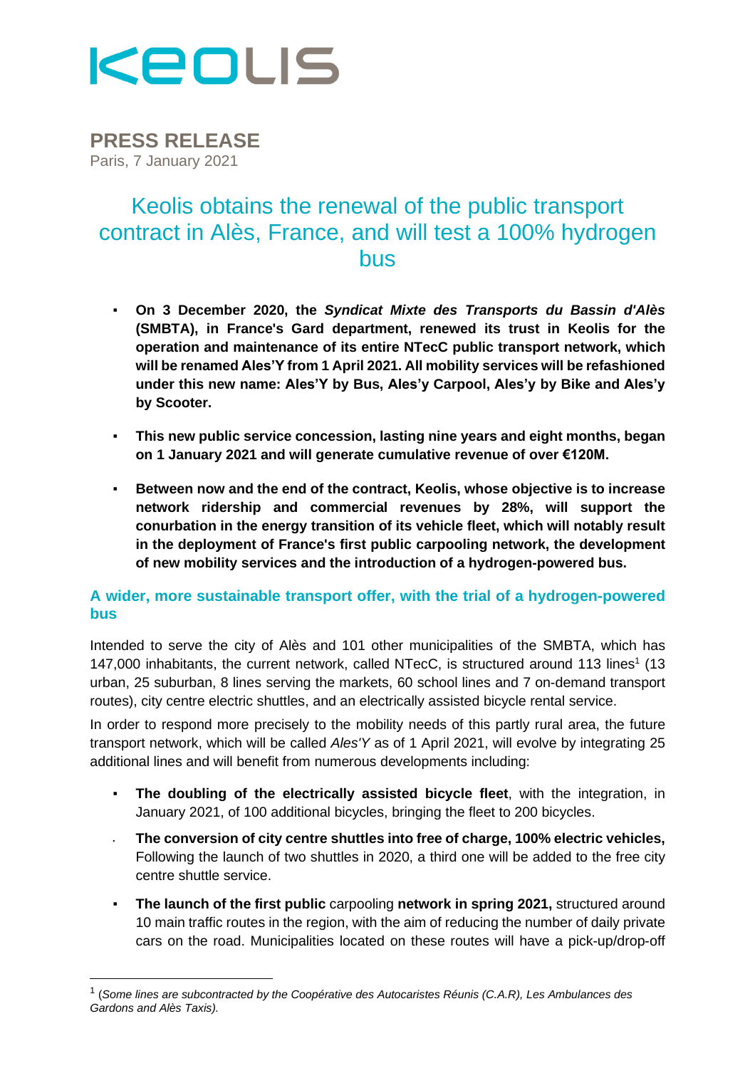KEOLIS

**PRESS RELEASE**
Paris, 7 January 2021

# Keolis obtains the renewal of the public transport contract in Alès, France, and will test a 100% hydrogen bus

- **On 3 December 2020, the *Syndicat Mixte des Transports du Bassin d'Alès* (SMBTA), in France's Gard department, renewed its trust in Keolis for the operation and maintenance of its entire NTecC public transport network, which will be renamed Ales'Y from 1 April 2021. All mobility services will be refashioned under this new name: Ales'Y by Bus, Ales'y Carpool, Ales'y by Bike and Ales'y by Scooter.**

- **This new public service concession, lasting nine years and eight months, began on 1 January 2021 and will generate cumulative revenue of over €120M.**

- **Between now and the end of the contract, Keolis, whose objective is to increase network ridership and commercial revenues by 28%, will support the conurbation in the energy transition of its vehicle fleet, which will notably result in the deployment of France's first public carpooling network, the development of new mobility services and the introduction of a hydrogen-powered bus.**

## A wider, more sustainable transport offer, with the trial of a hydrogen-powered bus

Intended to serve the city of Alès and 101 other municipalities of the SMBTA, which has 147,000 inhabitants, the current network, called NTecC, is structured around 113 lines[1] (13 urban, 25 suburban, 8 lines serving the markets, 60 school lines and 7 on-demand transport routes), city centre electric shuttles, and an electrically assisted bicycle rental service.

In order to respond more precisely to the mobility needs of this partly rural area, the future transport network, which will be called *Ales'Y* as of 1 April 2021, will evolve by integrating 25 additional lines and will benefit from numerous developments including:

- **The doubling of the electrically assisted bicycle fleet**, with the integration, in January 2021, of 100 additional bicycles, bringing the fleet to 200 bicycles.
- **The conversion of city centre shuttles into free of charge, 100% electric vehicles,** Following the launch of two shuttles in 2020, a third one will be added to the free city centre shuttle service.
- **The launch of the first public** carpooling **network in spring 2021,** structured around 10 main traffic routes in the region, with the aim of reducing the number of daily private cars on the road. Municipalities located on these routes will have a pick-up/drop-off

[1] (*Some lines are subcontracted by the Coopérative des Autocaristes Réunis (C.A.R), Les Ambulances des Gardons and Alès Taxis).*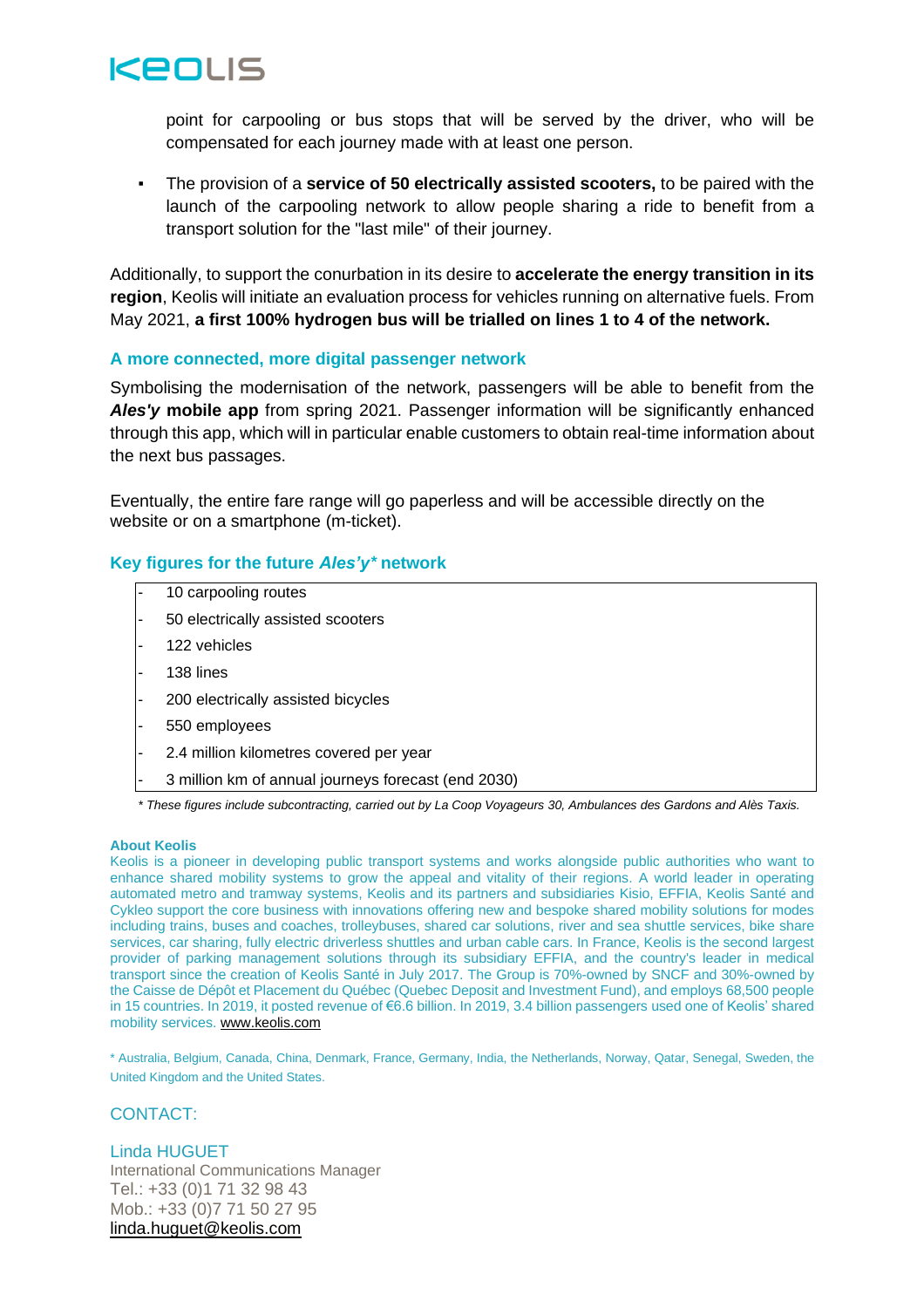point for carpooling or bus stops that will be served by the driver, who will be compensated for each journey made with at least one person.

- The provision of a **service of 50 electrically assisted scooters,** to be paired with the launch of the carpooling network to allow people sharing a ride to benefit from a transport solution for the "last mile" of their journey.

Additionally, to support the conurbation in its desire to **accelerate the energy transition in its region**, Keolis will initiate an evaluation process for vehicles running on alternative fuels. From May 2021, **a first 100% hydrogen bus will be trialled on lines 1 to 4 of the network.**

### A more connected, more digital passenger network

Symbolising the modernisation of the network, passengers will be able to benefit from the ***Ales'y* mobile app** from spring 2021. Passenger information will be significantly enhanced through this app, which will in particular enable customers to obtain real-time information about the next bus passages.

Eventually, the entire fare range will go paperless and will be accessible directly on the website or on a smartphone (m-ticket).

### Key figures for the future *Ales'y** network

- 10 carpooling routes
- 50 electrically assisted scooters
- 122 vehicles
- 138 lines
- 200 electrically assisted bicycles
- 550 employees
- 2.4 million kilometres covered per year
- 3 million km of annual journeys forecast (end 2030)

*\* These figures include subcontracting, carried out by La Coop Voyageurs 30, Ambulances des Gardons and Alès Taxis.*

**About Keolis**

Keolis is a pioneer in developing public transport systems and works alongside public authorities who want to enhance shared mobility systems to grow the appeal and vitality of their regions. A world leader in operating automated metro and tramway systems, Keolis and its partners and subsidiaries Kisio, EFFIA, Keolis Santé and Cykleo support the core business with innovations offering new and bespoke shared mobility solutions for modes including trains, buses and coaches, trolleybuses, shared car solutions, river and sea shuttle services, bike share services, car sharing, fully electric driverless shuttles and urban cable cars. In France, Keolis is the second largest provider of parking management solutions through its subsidiary EFFIA, and the country's leader in medical transport since the creation of Keolis Santé in July 2017. The Group is 70%-owned by SNCF and 30%-owned by the Caisse de Dépôt et Placement du Québec (Quebec Deposit and Investment Fund), and employs 68,500 people in 15 countries. In 2019, it posted revenue of €6.6 billion. In 2019, 3.4 billion passengers used one of Keolis' shared mobility services. www.keolis.com

\* Australia, Belgium, Canada, China, Denmark, France, Germany, India, the Netherlands, Norway, Qatar, Senegal, Sweden, the United Kingdom and the United States.

CONTACT:

Linda HUGUET
International Communications Manager
Tel.: +33 (0)1 71 32 98 43
Mob.: +33 (0)7 71 50 27 95
linda.huguet@keolis.com